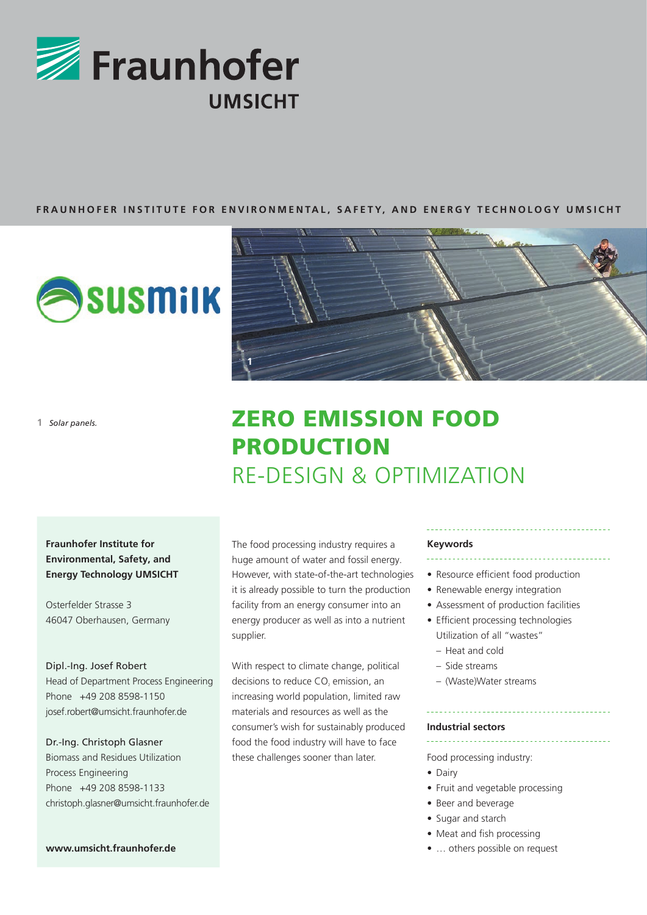Fraunhofer UMSICHT

FRAUNHOFER INSTITUTE FOR ENVIRONMENTAL, SAFETY, AND ENERGY TECHNOLOGY UMSICHT

susmilk

1 *Solar panels.*

# ZERO EMISSION FOOD PRODUCTION

## RE-DESIGN & OPTIMIZATION

**Fraunhofer Institute for Environmental, Safety, and Energy Technology UMSICHT**

Osterfelder Strasse 3
46047 Oberhausen, Germany

Dipl.-Ing. Josef Robert
Head of Department Process Engineering
Phone +49 208 8598-1150
josef.robert@umsicht.fraunhofer.de

Dr.-Ing. Christoph Glasner
Biomass and Residues Utilization
Process Engineering
Phone +49 208 8598-1133
christoph.glasner@umsicht.fraunhofer.de

**www.umsicht.fraunhofer.de**

The food processing industry requires a huge amount of water and fossil energy. However, with state-of-the-art technologies it is already possible to turn the production facility from an energy consumer into an energy producer as well as into a nutrient supplier.

With respect to climate change, political decisions to reduce $CO_2$ emission, an increasing world population, limited raw materials and resources as well as the consumer's wish for sustainably produced food the food industry will have to face these challenges sooner than later.

**Keywords**

- Resource efficient food production
- Renewable energy integration
- Assessment of production facilities
- Efficient processing technologies
  Utilization of all "wastes"
  - Heat and cold
  - Side streams
  - (Waste)Water streams

**Industrial sectors**

Food processing industry:

- Dairy
- Fruit and vegetable processing
- Beer and beverage
- Sugar and starch
- Meat and fish processing
- … others possible on request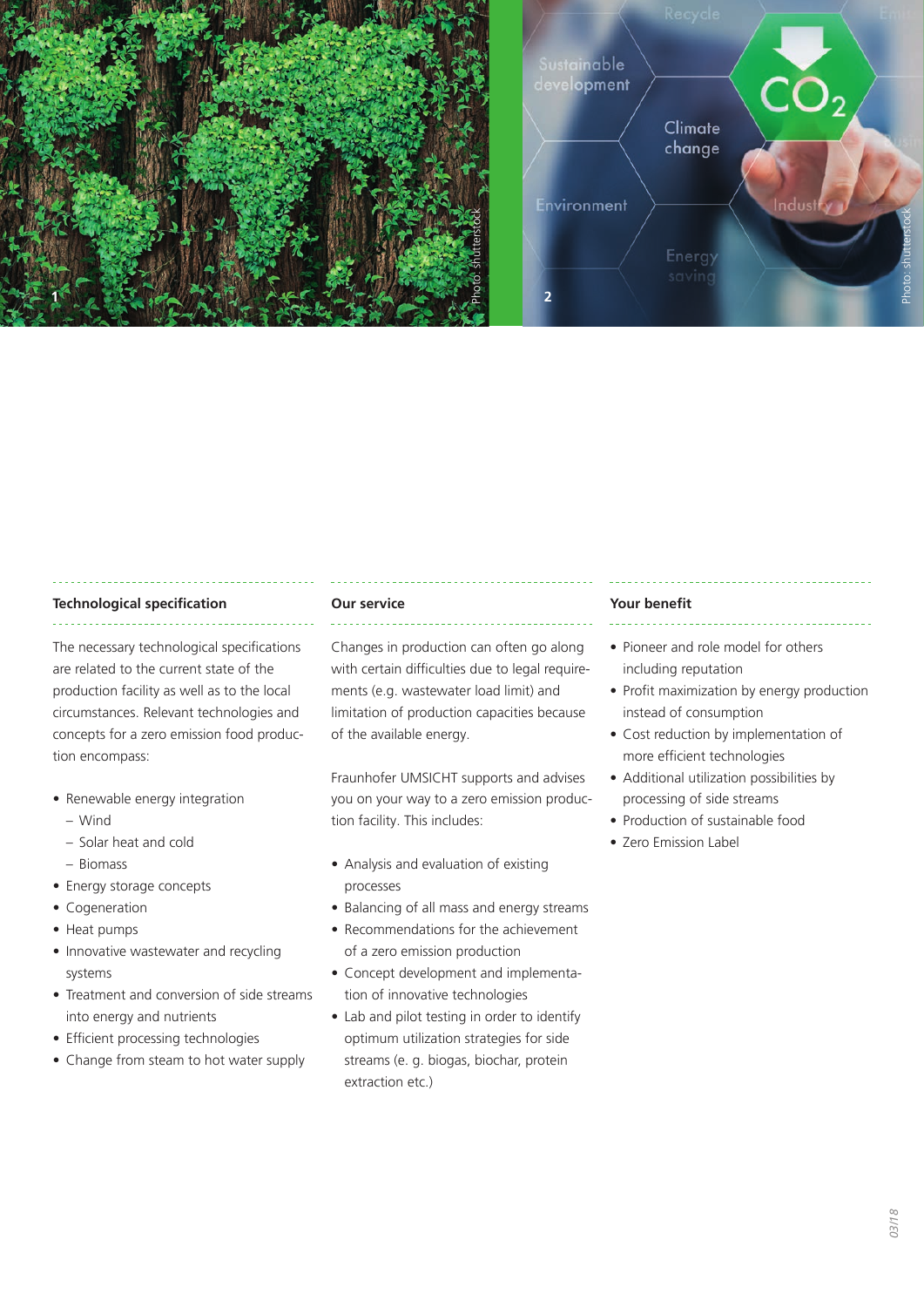## Technological specification

The necessary technological specifications are related to the current state of the production facility as well as to the local circumstances. Relevant technologies and concepts for a zero emission food production encompass:

- Renewable energy integration
  - Wind
  - Solar heat and cold
  - Biomass
- Energy storage concepts
- Cogeneration
- Heat pumps
- Innovative wastewater and recycling systems
- Treatment and conversion of side streams into energy and nutrients
- Efficient processing technologies
- Change from steam to hot water supply

## Our service

Changes in production can often go along with certain difficulties due to legal requirements (e.g. wastewater load limit) and limitation of production capacities because of the available energy.

Fraunhofer UMSICHT supports and advises you on your way to a zero emission production facility. This includes:

- Analysis and evaluation of existing processes
- Balancing of all mass and energy streams
- Recommendations for the achievement of a zero emission production
- Concept development and implementation of innovative technologies
- Lab and pilot testing in order to identify optimum utilization strategies for side streams (e. g. biogas, biochar, protein extraction etc.)

## Your benefit

- Pioneer and role model for others including reputation
- Profit maximization by energy production instead of consumption
- Cost reduction by implementation of more efficient technologies
- Additional utilization possibilities by processing of side streams
- Production of sustainable food
- Zero Emission Label

03/18